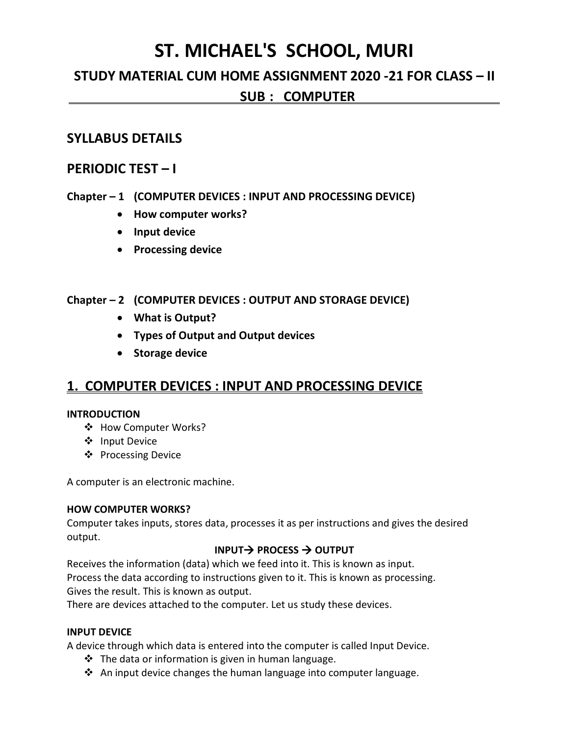# ST. MICHAEL'S SCHOOL, MURI

## STUDY MATERIAL CUM HOME ASSIGNMENT 2020 -21 FOR CLASS – II

## SUB : COMPUTER

## SYLLABUS DETAILS

## PERIODIC TEST – I

**Chapter – 1 (COMPUTER DEVICES : INPUT AND PROCESSING DEVICE)**

- **How computer works?**
- **Input device**
- **Processing device**

**Chapter – 2 (COMPUTER DEVICES : OUTPUT AND STORAGE DEVICE)**

- **What is Output?**
- **Types of Output and Output devices**
- **Storage device**

## 1. COMPUTER DEVICES : INPUT AND PROCESSING DEVICE

**INTRODUCTION**

- How Computer Works?
- Input Device
- Processing Device

A computer is an electronic machine.

**HOW COMPUTER WORKS?**

Computer takes inputs, stores data, processes it as per instructions and gives the desired output.

**INPUT→ PROCESS → OUTPUT**

Receives the information (data) which we feed into it. This is known as input.
Process the data according to instructions given to it. This is known as processing.
Gives the result. This is known as output.
There are devices attached to the computer. Let us study these devices.

**INPUT DEVICE**

A device through which data is entered into the computer is called Input Device.

- The data or information is given in human language.
- An input device changes the human language into computer language.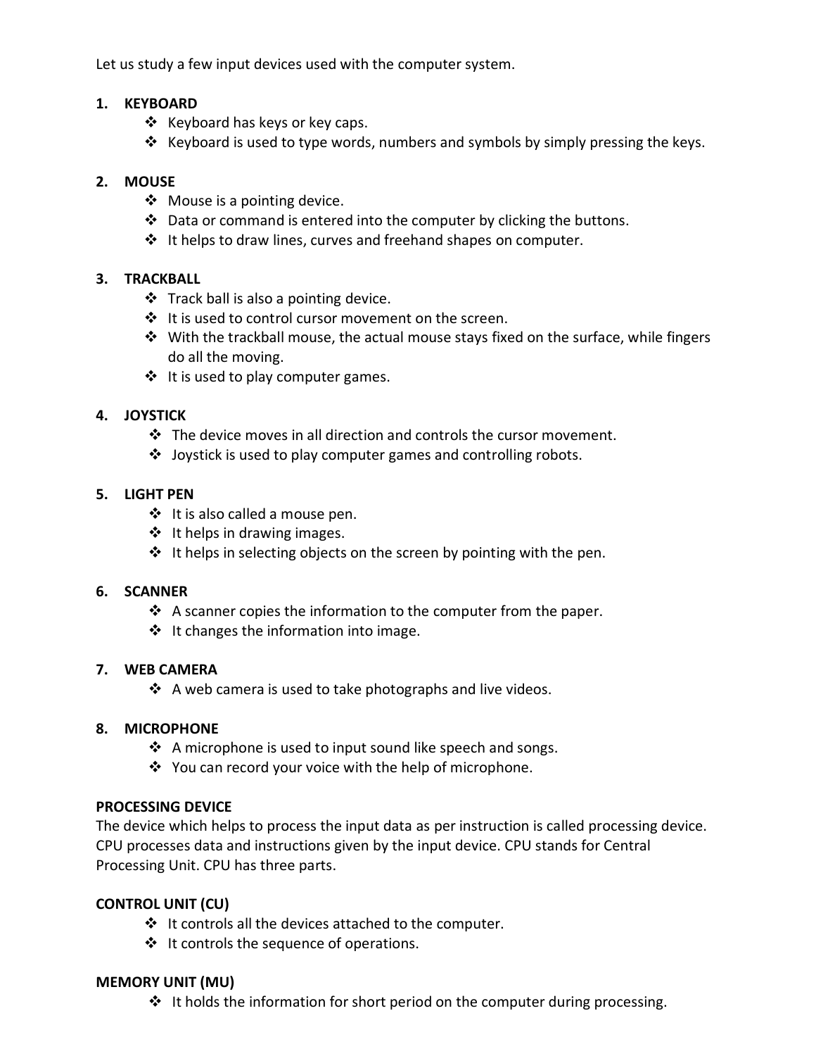Let us study a few input devices used with the computer system.

1. **KEYBOARD**
   - Keyboard has keys or key caps.
   - Keyboard is used to type words, numbers and symbols by simply pressing the keys.

2. **MOUSE**
   - Mouse is a pointing device.
   - Data or command is entered into the computer by clicking the buttons.
   - It helps to draw lines, curves and freehand shapes on computer.

3. **TRACKBALL**
   - Track ball is also a pointing device.
   - It is used to control cursor movement on the screen.
   - With the trackball mouse, the actual mouse stays fixed on the surface, while fingers do all the moving.
   - It is used to play computer games.

4. **JOYSTICK**
   - The device moves in all direction and controls the cursor movement.
   - Joystick is used to play computer games and controlling robots.

5. **LIGHT PEN**
   - It is also called a mouse pen.
   - It helps in drawing images.
   - It helps in selecting objects on the screen by pointing with the pen.

6. **SCANNER**
   - A scanner copies the information to the computer from the paper.
   - It changes the information into image.

7. **WEB CAMERA**
   - A web camera is used to take photographs and live videos.

8. **MICROPHONE**
   - A microphone is used to input sound like speech and songs.
   - You can record your voice with the help of microphone.

**PROCESSING DEVICE**

The device which helps to process the input data as per instruction is called processing device. CPU processes data and instructions given by the input device. CPU stands for Central Processing Unit. CPU has three parts.

**CONTROL UNIT (CU)**

- It controls all the devices attached to the computer.
- It controls the sequence of operations.

**MEMORY UNIT (MU)**

- It holds the information for short period on the computer during processing.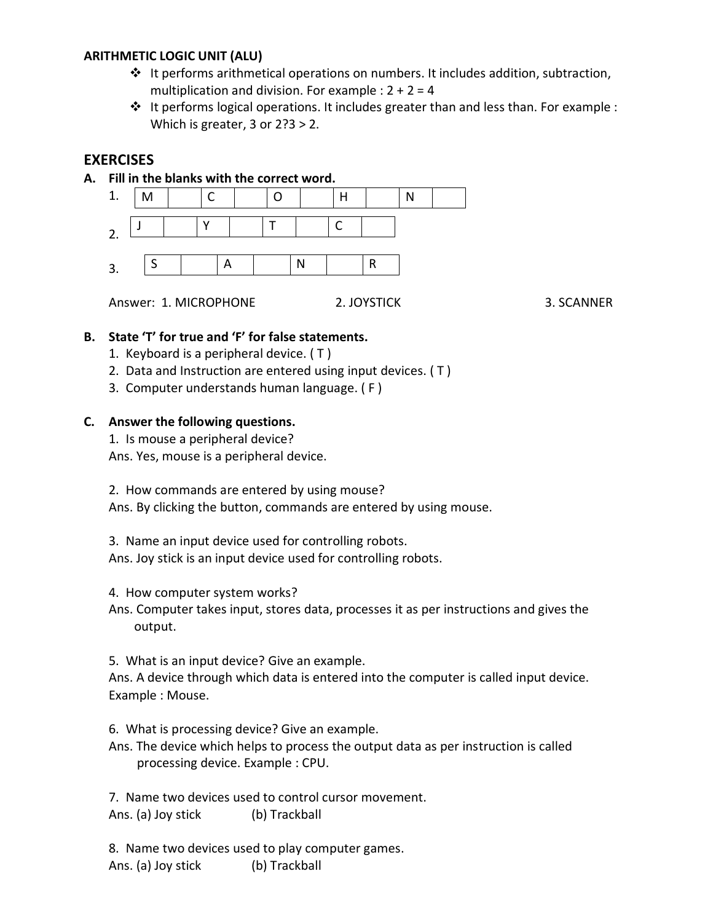**ARITHMETIC LOGIC UNIT (ALU)**

- It performs arithmetical operations on numbers. It includes addition, subtraction, multiplication and division. For example : 2 + 2 = 4
- It performs logical operations. It includes greater than and less than. For example : Which is greater, 3 or 2?3 > 2.

## EXERCISES

**A. Fill in the blanks with the correct word.**

1.

| | | | | | | | | | |
|---|---|---|---|---|---|---|---|---|---|
| M | | C | | O | | H | | N | |

2.

| | | | | | | | |
|---|---|---|---|---|---|---|---|
| J | | Y | | T | | C | |

3.

| | | | | | | |
|---|---|---|---|---|---|---|
| S | | A | | N | | R |

Answer: 1. MICROPHONE 2. JOYSTICK 3. SCANNER

**B. State 'T' for true and 'F' for false statements.**

1. Keyboard is a peripheral device. ( T )
2. Data and Instruction are entered using input devices. ( T )
3. Computer understands human language. ( F )

**C. Answer the following questions.**

1. Is mouse a peripheral device?

Ans. Yes, mouse is a peripheral device.

2. How commands are entered by using mouse?

Ans. By clicking the button, commands are entered by using mouse.

3. Name an input device used for controlling robots.

Ans. Joy stick is an input device used for controlling robots.

4. How computer system works?

Ans. Computer takes input, stores data, processes it as per instructions and gives the output.

5. What is an input device? Give an example.

Ans. A device through which data is entered into the computer is called input device. Example : Mouse.

6. What is processing device? Give an example.

Ans. The device which helps to process the output data as per instruction is called processing device. Example : CPU.

7. Name two devices used to control cursor movement.

Ans. (a) Joy stick (b) Trackball

8. Name two devices used to play computer games.

Ans. (a) Joy stick (b) Trackball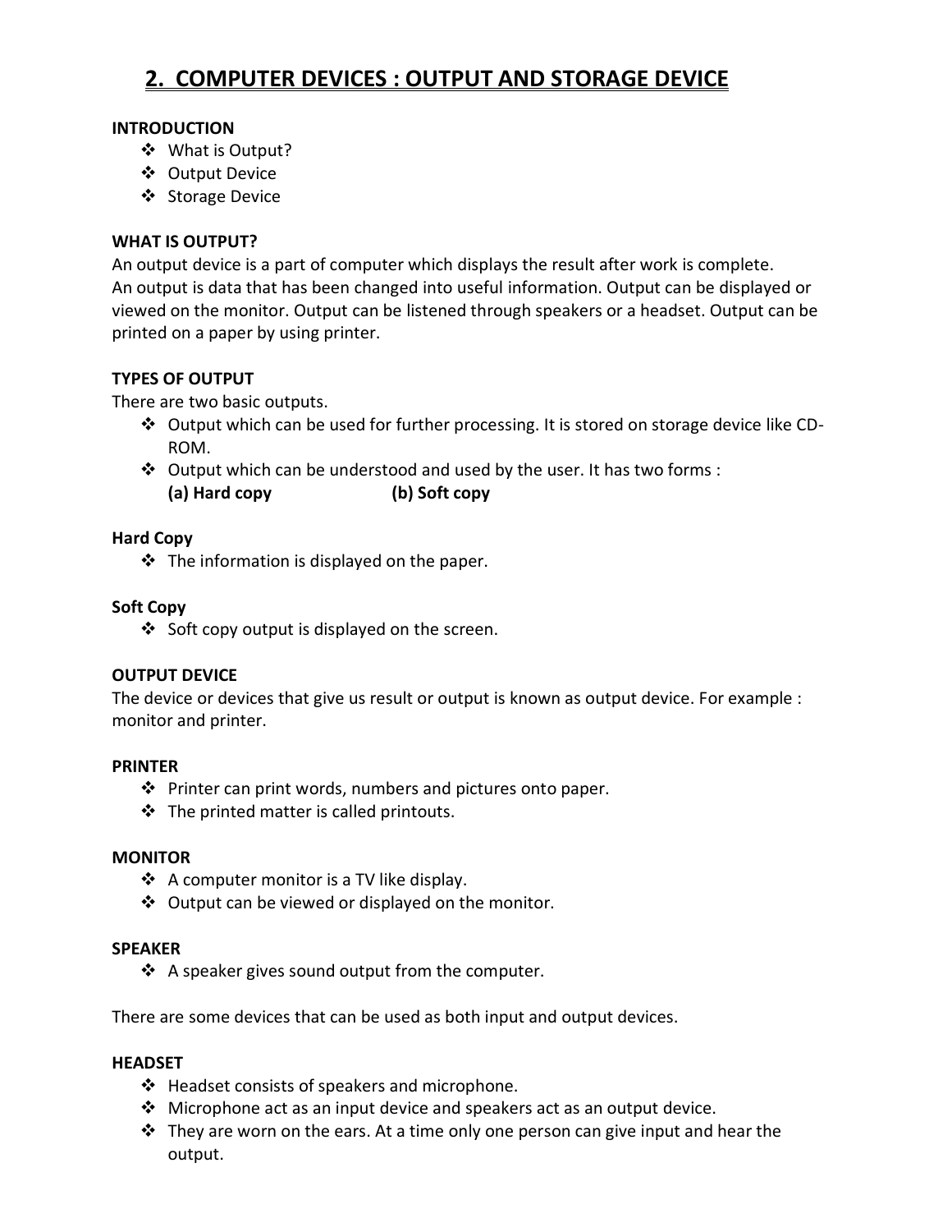# 2. COMPUTER DEVICES : OUTPUT AND STORAGE DEVICE

**INTRODUCTION**

- What is Output?
- Output Device
- Storage Device

**WHAT IS OUTPUT?**

An output device is a part of computer which displays the result after work is complete.
An output is data that has been changed into useful information. Output can be displayed or viewed on the monitor. Output can be listened through speakers or a headset. Output can be printed on a paper by using printer.

**TYPES OF OUTPUT**

There are two basic outputs.

- Output which can be used for further processing. It is stored on storage device like CD-ROM.
- Output which can be understood and used by the user. It has two forms :
  **(a) Hard copy** **(b) Soft copy**

**Hard Copy**

- The information is displayed on the paper.

**Soft Copy**

- Soft copy output is displayed on the screen.

**OUTPUT DEVICE**

The device or devices that give us result or output is known as output device. For example : monitor and printer.

**PRINTER**

- Printer can print words, numbers and pictures onto paper.
- The printed matter is called printouts.

**MONITOR**

- A computer monitor is a TV like display.
- Output can be viewed or displayed on the monitor.

**SPEAKER**

- A speaker gives sound output from the computer.

There are some devices that can be used as both input and output devices.

**HEADSET**

- Headset consists of speakers and microphone.
- Microphone act as an input device and speakers act as an output device.
- They are worn on the ears. At a time only one person can give input and hear the output.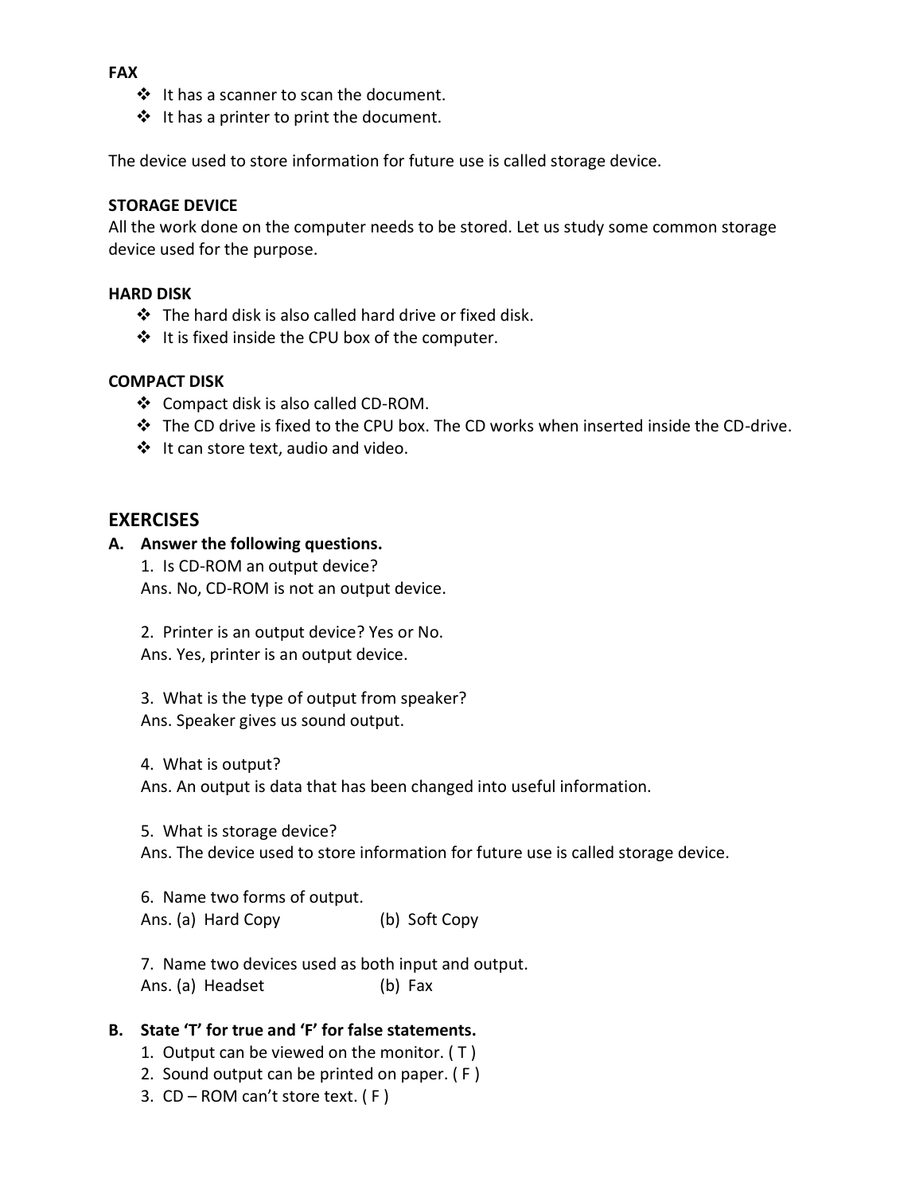**FAX**

- It has a scanner to scan the document.
- It has a printer to print the document.

The device used to store information for future use is called storage device.

**STORAGE DEVICE**

All the work done on the computer needs to be stored. Let us study some common storage device used for the purpose.

**HARD DISK**

- The hard disk is also called hard drive or fixed disk.
- It is fixed inside the CPU box of the computer.

**COMPACT DISK**

- Compact disk is also called CD-ROM.
- The CD drive is fixed to the CPU box. The CD works when inserted inside the CD-drive.
- It can store text, audio and video.

## EXERCISES

**A. Answer the following questions.**

1. Is CD-ROM an output device?
   Ans. No, CD-ROM is not an output device.

2. Printer is an output device? Yes or No.
   Ans. Yes, printer is an output device.

3. What is the type of output from speaker?
   Ans. Speaker gives us sound output.

4. What is output?
   Ans. An output is data that has been changed into useful information.

5. What is storage device?
   Ans. The device used to store information for future use is called storage device.

6. Name two forms of output.
   Ans. (a) Hard Copy (b) Soft Copy

7. Name two devices used as both input and output.
   Ans. (a) Headset (b) Fax

**B. State 'T' for true and 'F' for false statements.**

1. Output can be viewed on the monitor. ( T )
2. Sound output can be printed on paper. ( F )
3. CD – ROM can't store text. ( F )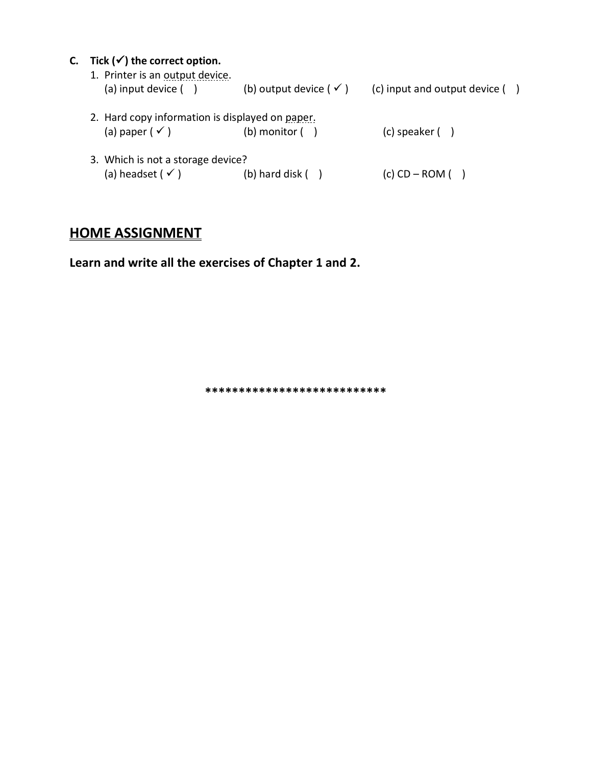**C. Tick (✓) the correct option.**

1. Printer is an output device.
   (a) input device ( ) (b) output device ( ✓ ) (c) input and output device ( )

2. Hard copy information is displayed on paper.
   (a) paper ( ✓ ) (b) monitor ( ) (c) speaker ( )

3. Which is not a storage device?
   (a) headset ( ✓ ) (b) hard disk ( ) (c) CD – ROM ( )

## HOME ASSIGNMENT

**Learn and write all the exercises of Chapter 1 and 2.**

***************************